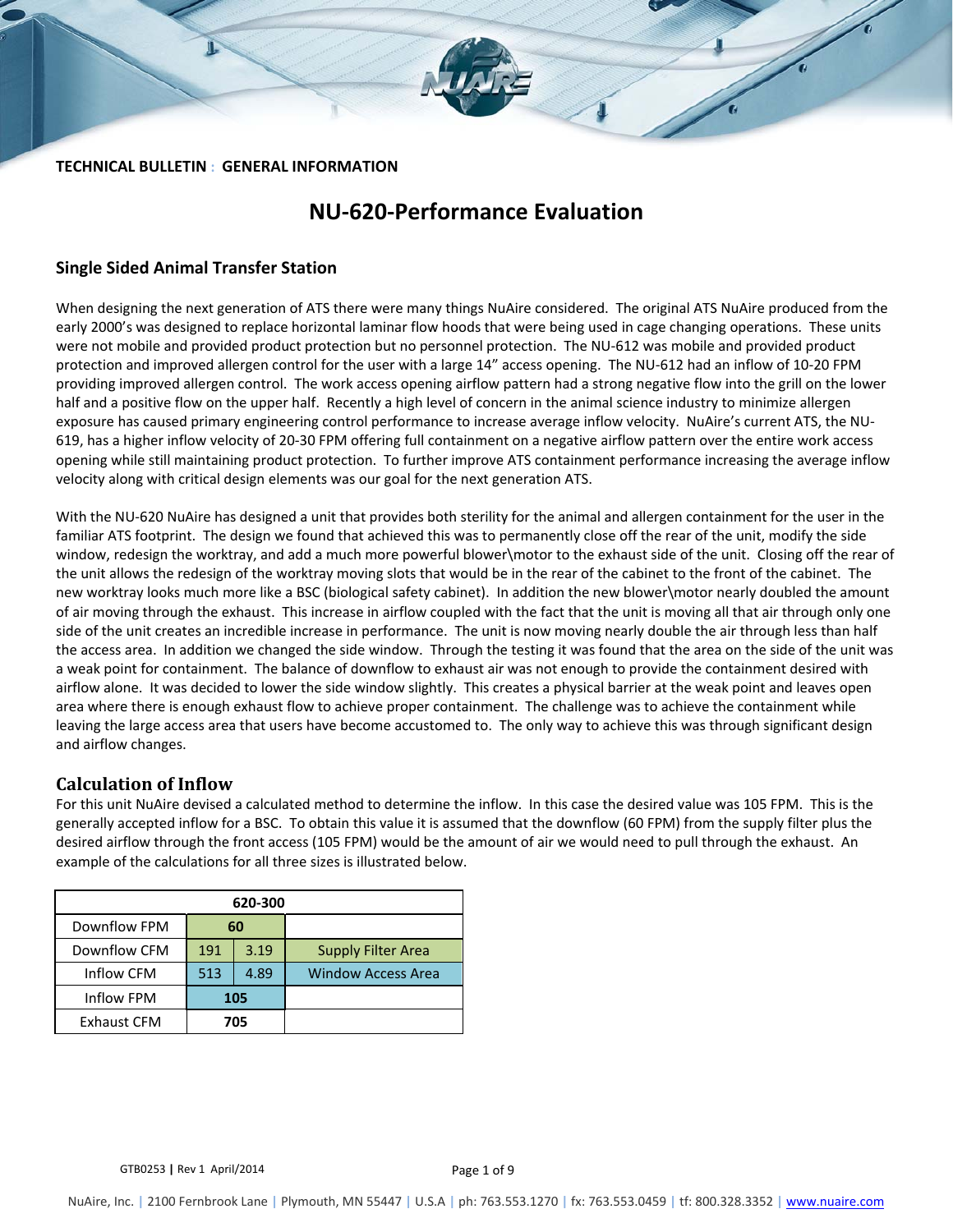**TECHNICAL BULLETIN : GENERAL INFORMATION**

# NU-620-Performance Evaluation

## Single Sided Animal Transfer Station

When designing the next generation of ATS there were many things NuAire considered. The original ATS NuAire produced from the early 2000's was designed to replace horizontal laminar flow hoods that were being used in cage changing operations. These units were not mobile and provided product protection but no personnel protection. The NU-612 was mobile and provided product protection and improved allergen control for the user with a large 14" access opening. The NU-612 had an inflow of 10-20 FPM providing improved allergen control. The work access opening airflow pattern had a strong negative flow into the grill on the lower half and a positive flow on the upper half. Recently a high level of concern in the animal science industry to minimize allergen exposure has caused primary engineering control performance to increase average inflow velocity. NuAire's current ATS, the NU-619, has a higher inflow velocity of 20-30 FPM offering full containment on a negative airflow pattern over the entire work access opening while still maintaining product protection. To further improve ATS containment performance increasing the average inflow velocity along with critical design elements was our goal for the next generation ATS.

With the NU-620 NuAire has designed a unit that provides both sterility for the animal and allergen containment for the user in the familiar ATS footprint. The design we found that achieved this was to permanently close off the rear of the unit, modify the side window, redesign the worktray, and add a much more powerful blower\motor to the exhaust side of the unit. Closing off the rear of the unit allows the redesign of the worktray moving slots that would be in the rear of the cabinet to the front of the cabinet. The new worktray looks much more like a BSC (biological safety cabinet). In addition the new blower\motor nearly doubled the amount of air moving through the exhaust. This increase in airflow coupled with the fact that the unit is moving all that air through only one side of the unit creates an incredible increase in performance. The unit is now moving nearly double the air through less than half the access area. In addition we changed the side window. Through the testing it was found that the area on the side of the unit was a weak point for containment. The balance of downflow to exhaust air was not enough to provide the containment desired with airflow alone. It was decided to lower the side window slightly. This creates a physical barrier at the weak point and leaves open area where there is enough exhaust flow to achieve proper containment. The challenge was to achieve the containment while leaving the large access area that users have become accustomed to. The only way to achieve this was through significant design and airflow changes.

## Calculation of Inflow

For this unit NuAire devised a calculated method to determine the inflow. In this case the desired value was 105 FPM. This is the generally accepted inflow for a BSC. To obtain this value it is assumed that the downflow (60 FPM) from the supply filter plus the desired airflow through the front access (105 FPM) would be the amount of air we would need to pull through the exhaust. An example of the calculations for all three sizes is illustrated below.

| 620-300 | | | |
|---|---|---|---|
| Downflow FPM | 60 | | |
| Downflow CFM | 191 | 3.19 | Supply Filter Area |
| Inflow CFM | 513 | 4.89 | Window Access Area |
| Inflow FPM | 105 | | |
| Exhaust CFM | 705 | | |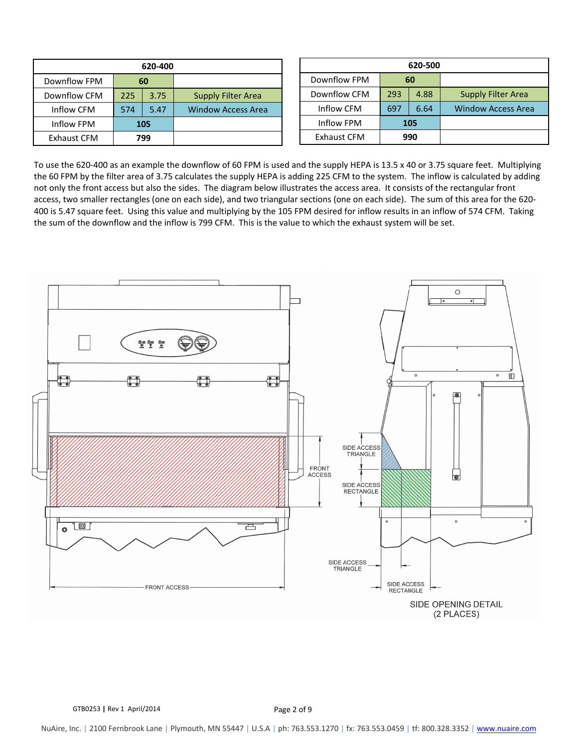| 620-400 | | | |
| --- | --- | --- | --- |
| Downflow FPM | 60 | | |
| Downflow CFM | 225 | 3.75 | Supply Filter Area |
| Inflow CFM | 574 | 5.47 | Window Access Area |
| Inflow FPM | 105 | | |
| Exhaust CFM | 799 | | |

| 620-500 | | | |
| --- | --- | --- | --- |
| Downflow FPM | 60 | | |
| Downflow CFM | 293 | 4.88 | Supply Filter Area |
| Inflow CFM | 697 | 6.64 | Window Access Area |
| Inflow FPM | 105 | | |
| Exhaust CFM | 990 | | |

To use the 620-400 as an example the downflow of 60 FPM is used and the supply HEPA is 13.5 x 40 or 3.75 square feet. Multiplying the 60 FPM by the filter area of 3.75 calculates the supply HEPA is adding 225 CFM to the system. The inflow is calculated by adding not only the front access but also the sides. The diagram below illustrates the access area. It consists of the rectangular front access, two smaller rectangles (one on each side), and two triangular sections (one on each side). The sum of this area for the 620-400 is 5.47 square feet. Using this value and multiplying by the 105 FPM desired for inflow results in an inflow of 574 CFM. Taking the sum of the downflow and the inflow is 799 CFM. This is the value to which the exhaust system will be set.

FRONT ACCESS

SIDE ACCESS TRIANGLE

SIDE ACCESS RECTANGLE

SIDE OPENING DETAIL (2 PLACES)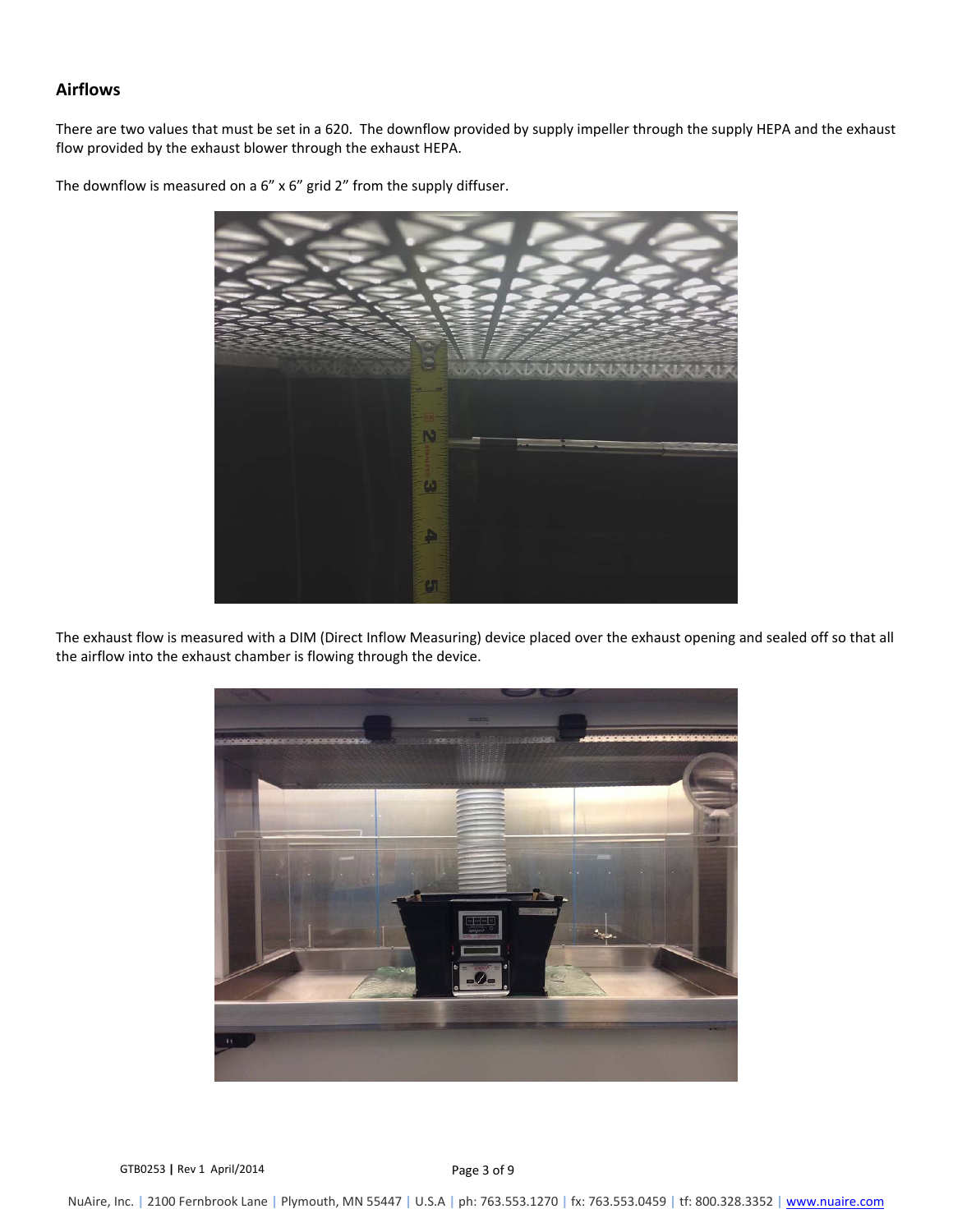## Airflows

There are two values that must be set in a 620. The downflow provided by supply impeller through the supply HEPA and the exhaust flow provided by the exhaust blower through the exhaust HEPA.

The downflow is measured on a 6" x 6" grid 2" from the supply diffuser.

The exhaust flow is measured with a DIM (Direct Inflow Measuring) device placed over the exhaust opening and sealed off so that all the airflow into the exhaust chamber is flowing through the device.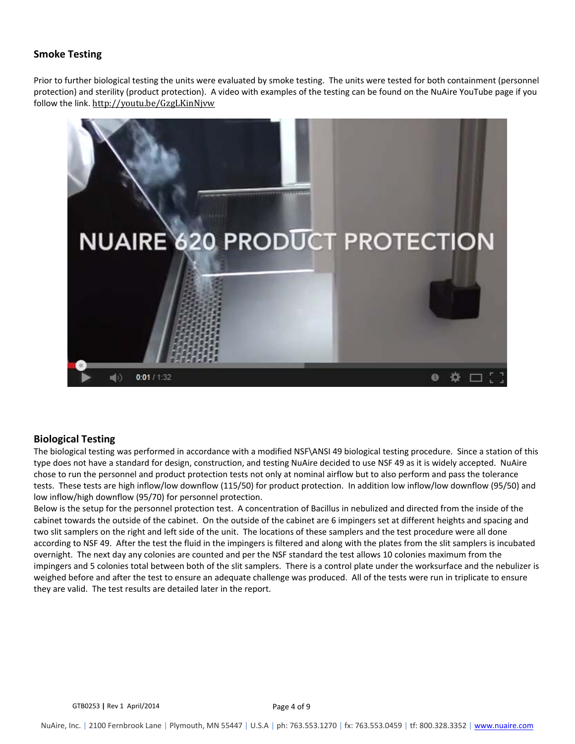## Smoke Testing

Prior to further biological testing the units were evaluated by smoke testing. The units were tested for both containment (personnel protection) and sterility (product protection). A video with examples of the testing can be found on the NuAire YouTube page if you follow the link. http://youtu.be/GzgLKinNjvw

## Biological Testing

The biological testing was performed in accordance with a modified NSF\ANSI 49 biological testing procedure. Since a station of this type does not have a standard for design, construction, and testing NuAire decided to use NSF 49 as it is widely accepted. NuAire chose to run the personnel and product protection tests not only at nominal airflow but to also perform and pass the tolerance tests. These tests are high inflow/low downflow (115/50) for product protection. In addition low inflow/low downflow (95/50) and low inflow/high downflow (95/70) for personnel protection.

Below is the setup for the personnel protection test. A concentration of Bacillus in nebulized and directed from the inside of the cabinet towards the outside of the cabinet. On the outside of the cabinet are 6 impingers set at different heights and spacing and two slit samplers on the right and left side of the unit. The locations of these samplers and the test procedure were all done according to NSF 49. After the test the fluid in the impingers is filtered and along with the plates from the slit samplers is incubated overnight. The next day any colonies are counted and per the NSF standard the test allows 10 colonies maximum from the impingers and 5 colonies total between both of the slit samplers. There is a control plate under the worksurface and the nebulizer is weighed before and after the test to ensure an adequate challenge was produced. All of the tests were run in triplicate to ensure they are valid. The test results are detailed later in the report.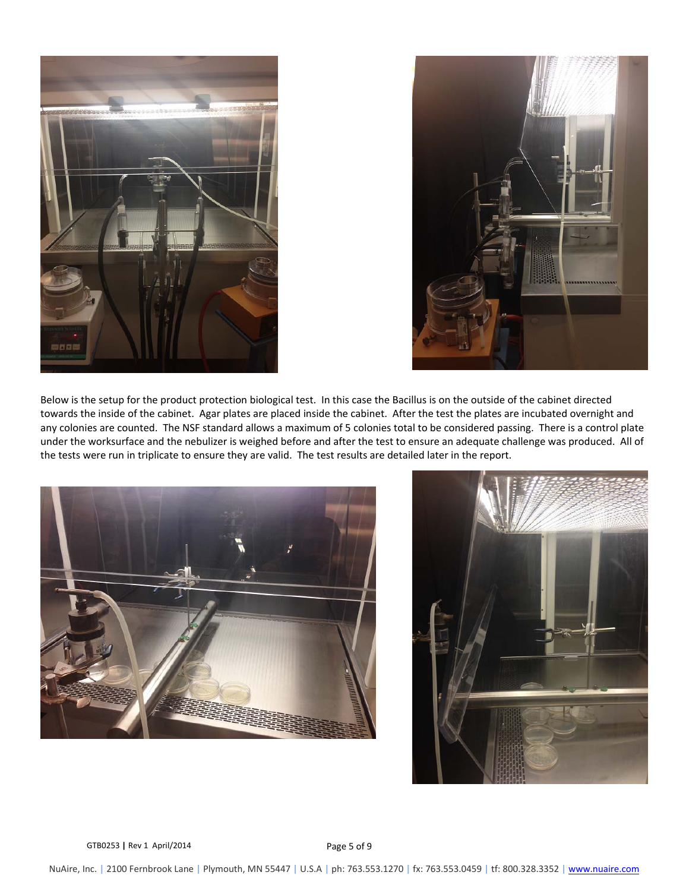Below is the setup for the product protection biological test. In this case the Bacillus is on the outside of the cabinet directed towards the inside of the cabinet. Agar plates are placed inside the cabinet. After the test the plates are incubated overnight and any colonies are counted. The NSF standard allows a maximum of 5 colonies total to be considered passing. There is a control plate under the worksurface and the nebulizer is weighed before and after the test to ensure an adequate challenge was produced. All of the tests were run in triplicate to ensure they are valid. The test results are detailed later in the report.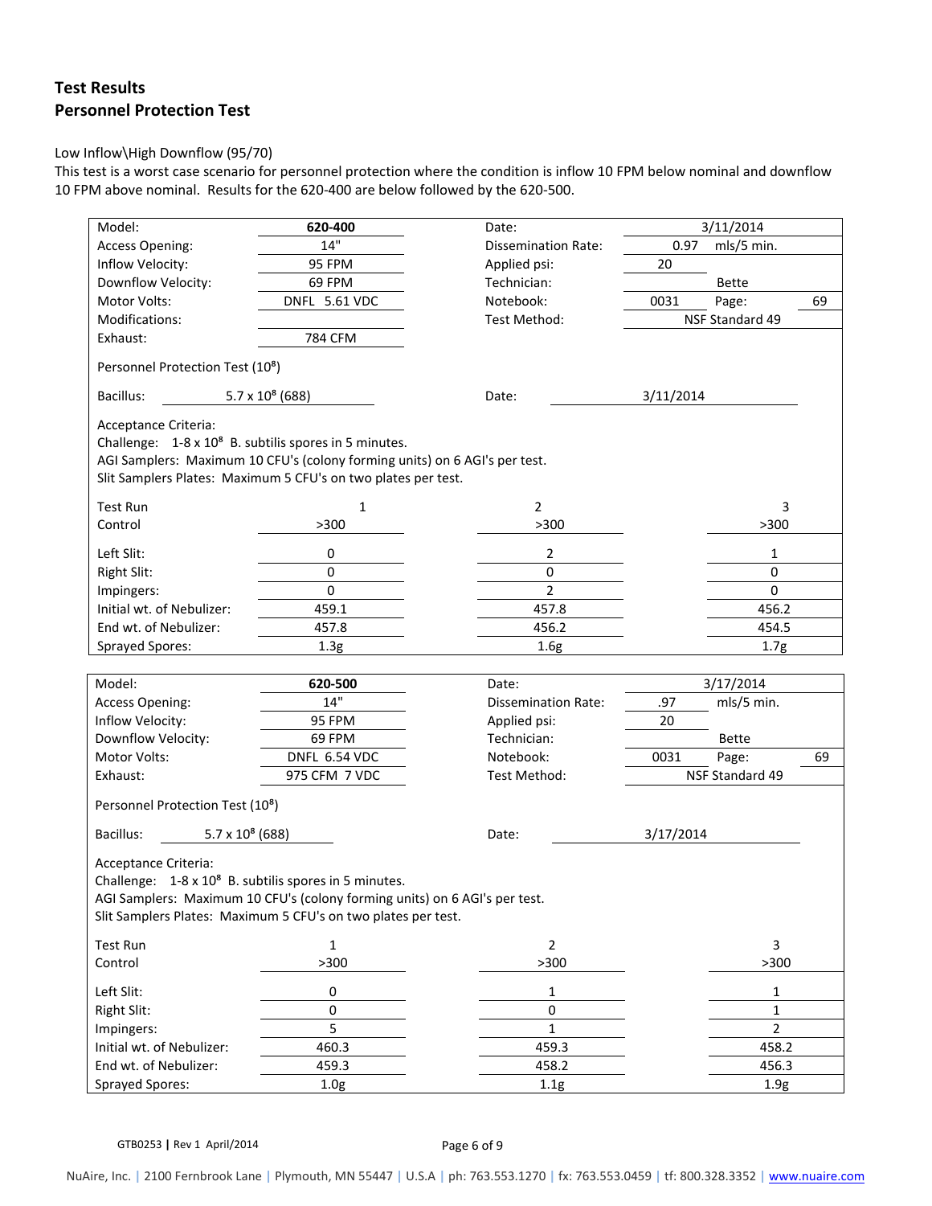## Test Results

## Personnel Protection Test

Low Inflow\High Downflow (95/70)

This test is a worst case scenario for personnel protection where the condition is inflow 10 FPM below nominal and downflow 10 FPM above nominal. Results for the 620-400 are below followed by the 620-500.

| | | | |
|---|---|---|---|
| Model: | **620-400** | Date: | 3/11/2014 |
| Access Opening: | 14" | Dissemination Rate: | 0.97 mls/5 min. |
| Inflow Velocity: | 95 FPM | Applied psi: | 20 |
| Downflow Velocity: | 69 FPM | Technician: | Bette |
| Motor Volts: | DNFL 5.61 VDC | Notebook: | 0031 Page: 69 |
| Modifications: | | Test Method: | NSF Standard 49 |
| Exhaust: | 784 CFM | | |

Personnel Protection Test ($10^8$)

Bacillus: $5.7 \times 10^8$ (688) Date: 3/11/2014

Acceptance Criteria:
Challenge: 1-8 x $10^8$ B. subtilis spores in 5 minutes.
AGI Samplers: Maximum 10 CFU's (colony forming units) on 6 AGI's per test.
Slit Samplers Plates: Maximum 5 CFU's on two plates per test.

| Test Run | 1 | 2 | 3 |
|---|---|---|---|
| Control | >300 | >300 | >300 |
| Left Slit: | 0 | 2 | 1 |
| Right Slit: | 0 | 0 | 0 |
| Impingers: | 0 | 2 | 0 |
| Initial wt. of Nebulizer: | 459.1 | 457.8 | 456.2 |
| End wt. of Nebulizer: | 457.8 | 456.2 | 454.5 |
| Sprayed Spores: | 1.3g | 1.6g | 1.7g |

| | | | |
|---|---|---|---|
| Model: | **620-500** | Date: | 3/17/2014 |
| Access Opening: | 14" | Dissemination Rate: | .97 mls/5 min. |
| Inflow Velocity: | 95 FPM | Applied psi: | 20 |
| Downflow Velocity: | 69 FPM | Technician: | Bette |
| Motor Volts: | DNFL 6.54 VDC | Notebook: | 0031 Page: 69 |
| Exhaust: | 975 CFM 7 VDC | Test Method: | NSF Standard 49 |

Personnel Protection Test ($10^8$)

Bacillus: $5.7 \times 10^8$ (688) Date: 3/17/2014

Acceptance Criteria:
Challenge: 1-8 x $10^8$ B. subtilis spores in 5 minutes.
AGI Samplers: Maximum 10 CFU's (colony forming units) on 6 AGI's per test.
Slit Samplers Plates: Maximum 5 CFU's on two plates per test.

| Test Run | 1 | 2 | 3 |
|---|---|---|---|
| Control | >300 | >300 | >300 |
| Left Slit: | 0 | 1 | 1 |
| Right Slit: | 0 | 0 | 1 |
| Impingers: | 5 | 1 | 2 |
| Initial wt. of Nebulizer: | 460.3 | 459.3 | 458.2 |
| End wt. of Nebulizer: | 459.3 | 458.2 | 456.3 |
| Sprayed Spores: | 1.0g | 1.1g | 1.9g |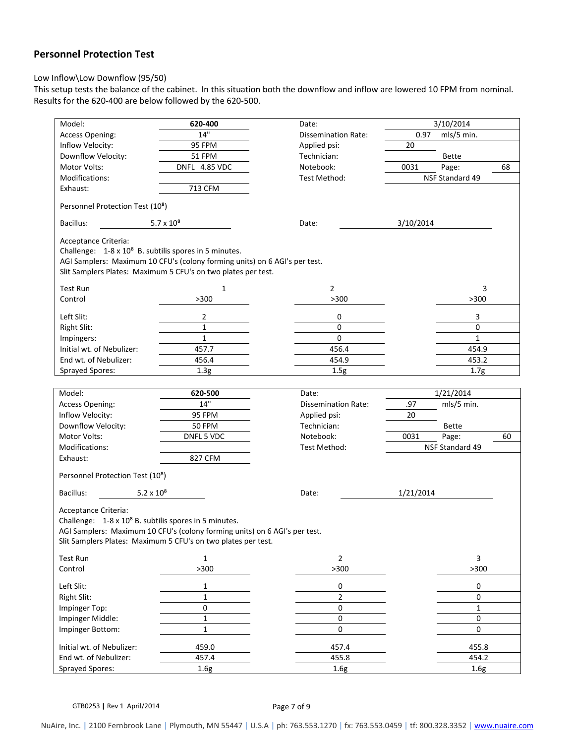## Personnel Protection Test

Low Inflow\Low Downflow (95/50)

This setup tests the balance of the cabinet. In this situation both the downflow and inflow are lowered 10 FPM from nominal. Results for the 620-400 are below followed by the 620-500.

| | | | |
|---|---|---|---|
| Model: | **620-400** | Date: | 3/10/2014 |
| Access Opening: | 14" | Dissemination Rate: | 0.97 mls/5 min. |
| Inflow Velocity: | 95 FPM | Applied psi: | 20 |
| Downflow Velocity: | 51 FPM | Technician: | Bette |
| Motor Volts: | DNFL 4.85 VDC | Notebook: | 0031 Page: 68 |
| Modifications: | | Test Method: | NSF Standard 49 |
| Exhaust: | 713 CFM | | |

Personnel Protection Test ($10^8$)

Bacillus: $5.7 \times 10^8$ Date: 3/10/2014

Acceptance Criteria:
Challenge: 1-8 x $10^8$ B. subtilis spores in 5 minutes.
AGI Samplers: Maximum 10 CFU's (colony forming units) on 6 AGI's per test.
Slit Samplers Plates: Maximum 5 CFU's on two plates per test.

| Test Run | 1 | 2 | 3 |
|---|---|---|---|
| Control | >300 | >300 | >300 |
| Left Slit: | 2 | 0 | 3 |
| Right Slit: | 1 | 0 | 0 |
| Impingers: | 1 | 0 | 1 |
| Initial wt. of Nebulizer: | 457.7 | 456.4 | 454.9 |
| End wt. of Nebulizer: | 456.4 | 454.9 | 453.2 |
| Sprayed Spores: | 1.3g | 1.5g | 1.7g |

| | | | |
|---|---|---|---|
| Model: | **620-500** | Date: | 1/21/2014 |
| Access Opening: | 14" | Dissemination Rate: | .97 mls/5 min. |
| Inflow Velocity: | 95 FPM | Applied psi: | 20 |
| Downflow Velocity: | 50 FPM | Technician: | Bette |
| Motor Volts: | DNFL 5 VDC | Notebook: | 0031 Page: 60 |
| Modifications: | | Test Method: | NSF Standard 49 |
| Exhaust: | 827 CFM | | |

Personnel Protection Test ($10^8$)

Bacillus: $5.2 \times 10^8$ Date: 1/21/2014

Acceptance Criteria:
Challenge: 1-8 x $10^8$ B. subtilis spores in 5 minutes.
AGI Samplers: Maximum 10 CFU's (colony forming units) on 6 AGI's per test.
Slit Samplers Plates: Maximum 5 CFU's on two plates per test.

| Test Run | 1 | 2 | 3 |
|---|---|---|---|
| Control | >300 | >300 | >300 |
| Left Slit: | 1 | 0 | 0 |
| Right Slit: | 1 | 2 | 0 |
| Impinger Top: | 0 | 0 | 1 |
| Impinger Middle: | 1 | 0 | 0 |
| Impinger Bottom: | 1 | 0 | 0 |
| Initial wt. of Nebulizer: | 459.0 | 457.4 | 455.8 |
| End wt. of Nebulizer: | 457.4 | 455.8 | 454.2 |
| Sprayed Spores: | 1.6g | 1.6g | 1.6g |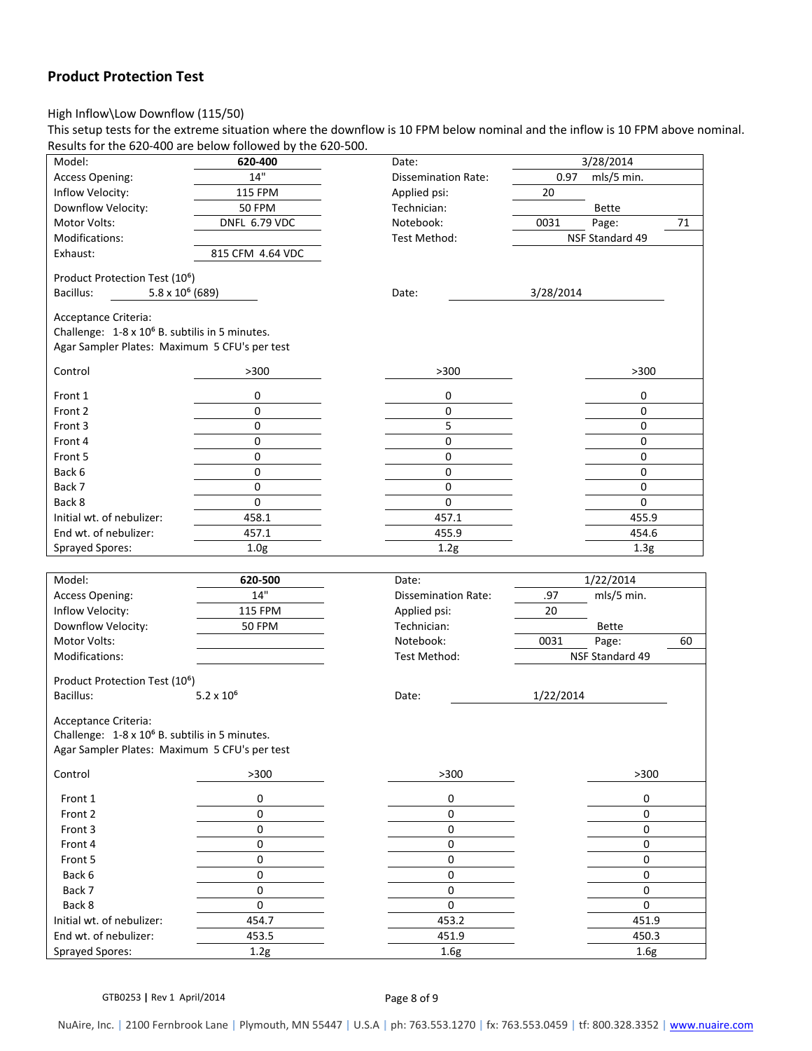## Product Protection Test

High Inflow\Low Downflow (115/50)

This setup tests for the extreme situation where the downflow is 10 FPM below nominal and the inflow is 10 FPM above nominal. Results for the 620-400 are below followed by the 620-500.

| | | | |
|---|---|---|---|
| Model: | **620-400** | Date: | 3/28/2014 |
| Access Opening: | 14" | Dissemination Rate: | 0.97 mls/5 min. |
| Inflow Velocity: | 115 FPM | Applied psi: | 20 |
| Downflow Velocity: | 50 FPM | Technician: | Bette |
| Motor Volts: | DNFL 6.79 VDC | Notebook: | 0031 Page: 71 |
| Modifications: | | Test Method: | NSF Standard 49 |
| Exhaust: | 815 CFM 4.64 VDC | | |

Product Protection Test ($10^6$)

Bacillus: $5.8 \times 10^6$ (689) Date: 3/28/2014

Acceptance Criteria:
Challenge: 1-8 x $10^6$ B. subtilis in 5 minutes.
Agar Sampler Plates: Maximum 5 CFU's per test

| | | | |
|---|---|---|---|
| Control | >300 | >300 | >300 |
| Front 1 | 0 | 0 | 0 |
| Front 2 | 0 | 0 | 0 |
| Front 3 | 0 | 5 | 0 |
| Front 4 | 0 | 0 | 0 |
| Front 5 | 0 | 0 | 0 |
| Back 6 | 0 | 0 | 0 |
| Back 7 | 0 | 0 | 0 |
| Back 8 | 0 | 0 | 0 |
| Initial wt. of nebulizer: | 458.1 | 457.1 | 455.9 |
| End wt. of nebulizer: | 457.1 | 455.9 | 454.6 |
| Sprayed Spores: | 1.0g | 1.2g | 1.3g |

| | | | |
|---|---|---|---|
| Model: | **620-500** | Date: | 1/22/2014 |
| Access Opening: | 14" | Dissemination Rate: | .97 mls/5 min. |
| Inflow Velocity: | 115 FPM | Applied psi: | 20 |
| Downflow Velocity: | 50 FPM | Technician: | Bette |
| Motor Volts: | | Notebook: | 0031 Page: 60 |
| Modifications: | | Test Method: | NSF Standard 49 |

Product Protection Test ($10^6$)

Bacillus: $5.2 \times 10^6$ Date: 1/22/2014

Acceptance Criteria:
Challenge: 1-8 x $10^6$ B. subtilis in 5 minutes.
Agar Sampler Plates: Maximum 5 CFU's per test

| | | | |
|---|---|---|---|
| Control | >300 | >300 | >300 |
| Front 1 | 0 | 0 | 0 |
| Front 2 | 0 | 0 | 0 |
| Front 3 | 0 | 0 | 0 |
| Front 4 | 0 | 0 | 0 |
| Front 5 | 0 | 0 | 0 |
| Back 6 | 0 | 0 | 0 |
| Back 7 | 0 | 0 | 0 |
| Back 8 | 0 | 0 | 0 |
| Initial wt. of nebulizer: | 454.7 | 453.2 | 451.9 |
| End wt. of nebulizer: | 453.5 | 451.9 | 450.3 |
| Sprayed Spores: | 1.2g | 1.6g | 1.6g |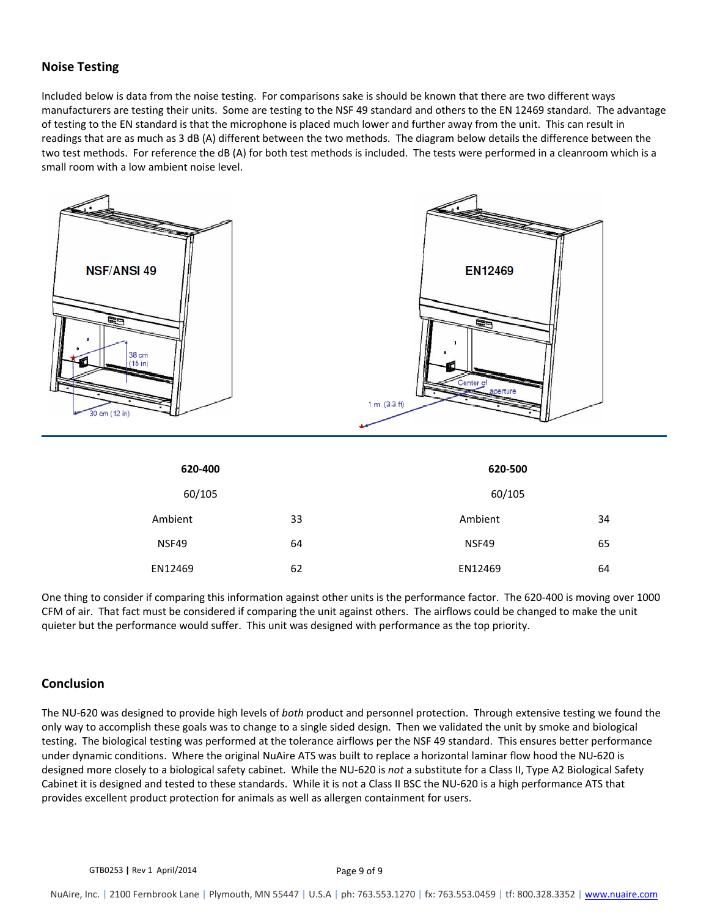## Noise Testing

Included below is data from the noise testing. For comparisons sake is should be known that there are two different ways manufacturers are testing their units. Some are testing to the NSF 49 standard and others to the EN 12469 standard. The advantage of testing to the EN standard is that the microphone is placed much lower and further away from the unit. This can result in readings that are as much as 3 dB (A) different between the two methods. The diagram below details the difference between the two test methods. For reference the dB (A) for both test methods is included. The tests were performed in a cleanroom which is a small room with a low ambient noise level.

NSF/ANSI 49

38 cm (15 in)

30 cm (12 in)

EN12469

Center of aperture

1 m (3.3 ft)

| 620-400 | | 620-500 | |
|---|---|---|---|
| 60/105 | | 60/105 | |
| Ambient | 33 | Ambient | 34 |
| NSF49 | 64 | NSF49 | 65 |
| EN12469 | 62 | EN12469 | 64 |

One thing to consider if comparing this information against other units is the performance factor. The 620-400 is moving over 1000 CFM of air. That fact must be considered if comparing the unit against others. The airflows could be changed to make the unit quieter but the performance would suffer. This unit was designed with performance as the top priority.

## Conclusion

The NU-620 was designed to provide high levels of *both* product and personnel protection. Through extensive testing we found the only way to accomplish these goals was to change to a single sided design. Then we validated the unit by smoke and biological testing. The biological testing was performed at the tolerance airflows per the NSF 49 standard. This ensures better performance under dynamic conditions. Where the original NuAire ATS was built to replace a horizontal laminar flow hood the NU-620 is designed more closely to a biological safety cabinet. While the NU-620 is *not* a substitute for a Class II, Type A2 Biological Safety Cabinet it is designed and tested to these standards. While it is not a Class II BSC the NU-620 is a high performance ATS that provides excellent product protection for animals as well as allergen containment for users.